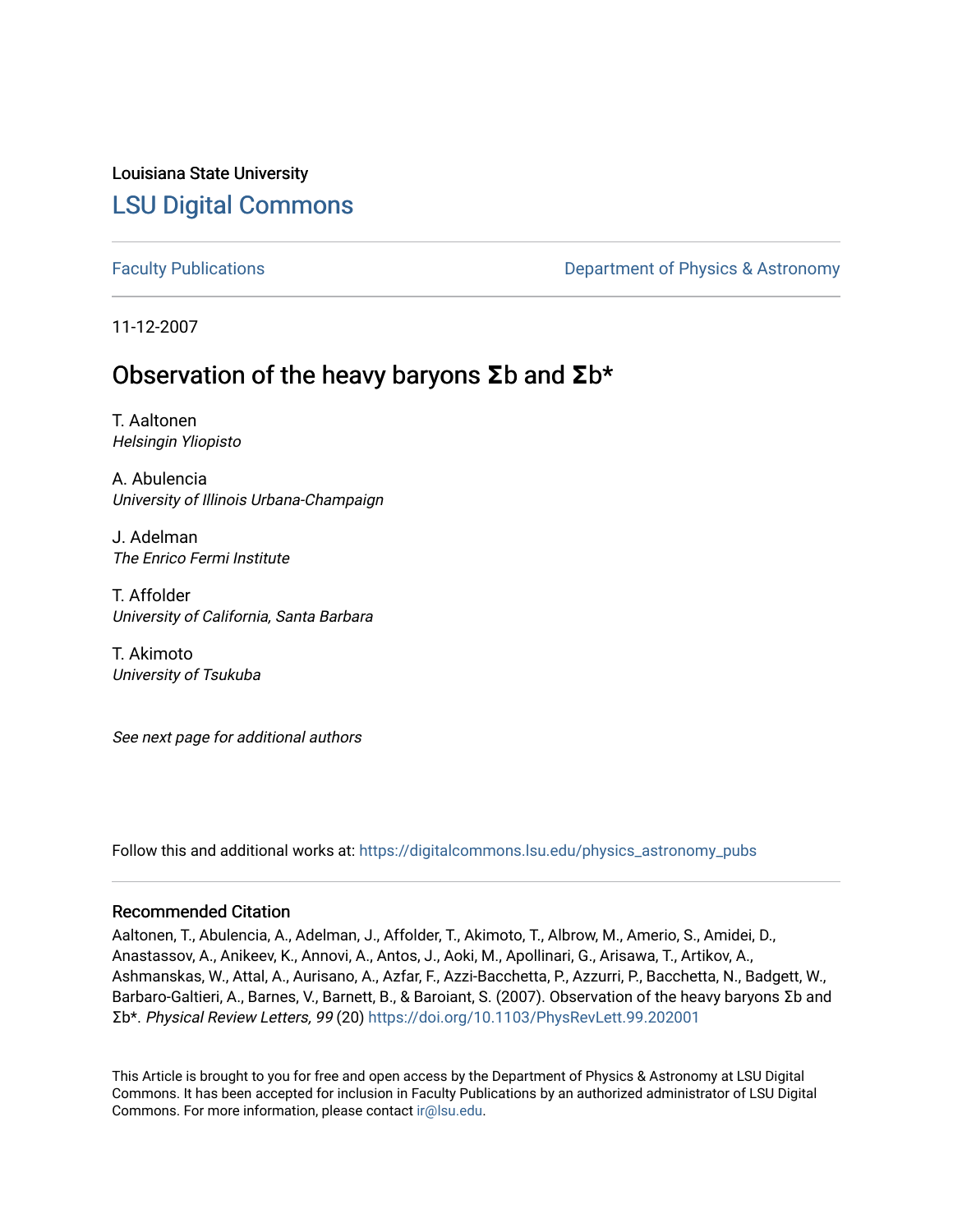Louisiana State University

# LSU Digital Commons

Faculty Publications

Department of Physics & Astronomy

11-12-2007

## Observation of the heavy baryons Σb and Σb*

T. Aaltonen
*Helsingin Yliopisto*

A. Abulencia
*University of Illinois Urbana-Champaign*

J. Adelman
*The Enrico Fermi Institute*

T. Affolder
*University of California, Santa Barbara*

T. Akimoto
*University of Tsukuba*

*See next page for additional authors*

Follow this and additional works at: https://digitalcommons.lsu.edu/physics_astronomy_pubs

### Recommended Citation

Aaltonen, T., Abulencia, A., Adelman, J., Affolder, T., Akimoto, T., Albrow, M., Amerio, S., Amidei, D., Anastassov, A., Anikeev, K., Annovi, A., Antos, J., Aoki, M., Apollinari, G., Arisawa, T., Artikov, A., Ashmanskas, W., Attal, A., Aurisano, A., Azfar, F., Azzi-Bacchetta, P., Azzurri, P., Bacchetta, N., Badgett, W., Barbaro-Galtieri, A., Barnes, V., Barnett, B., & Baroiant, S. (2007). Observation of the heavy baryons Σb and Σb*. *Physical Review Letters, 99* (20) https://doi.org/10.1103/PhysRevLett.99.202001

This Article is brought to you for free and open access by the Department of Physics & Astronomy at LSU Digital Commons. It has been accepted for inclusion in Faculty Publications by an authorized administrator of LSU Digital Commons. For more information, please contact ir@lsu.edu.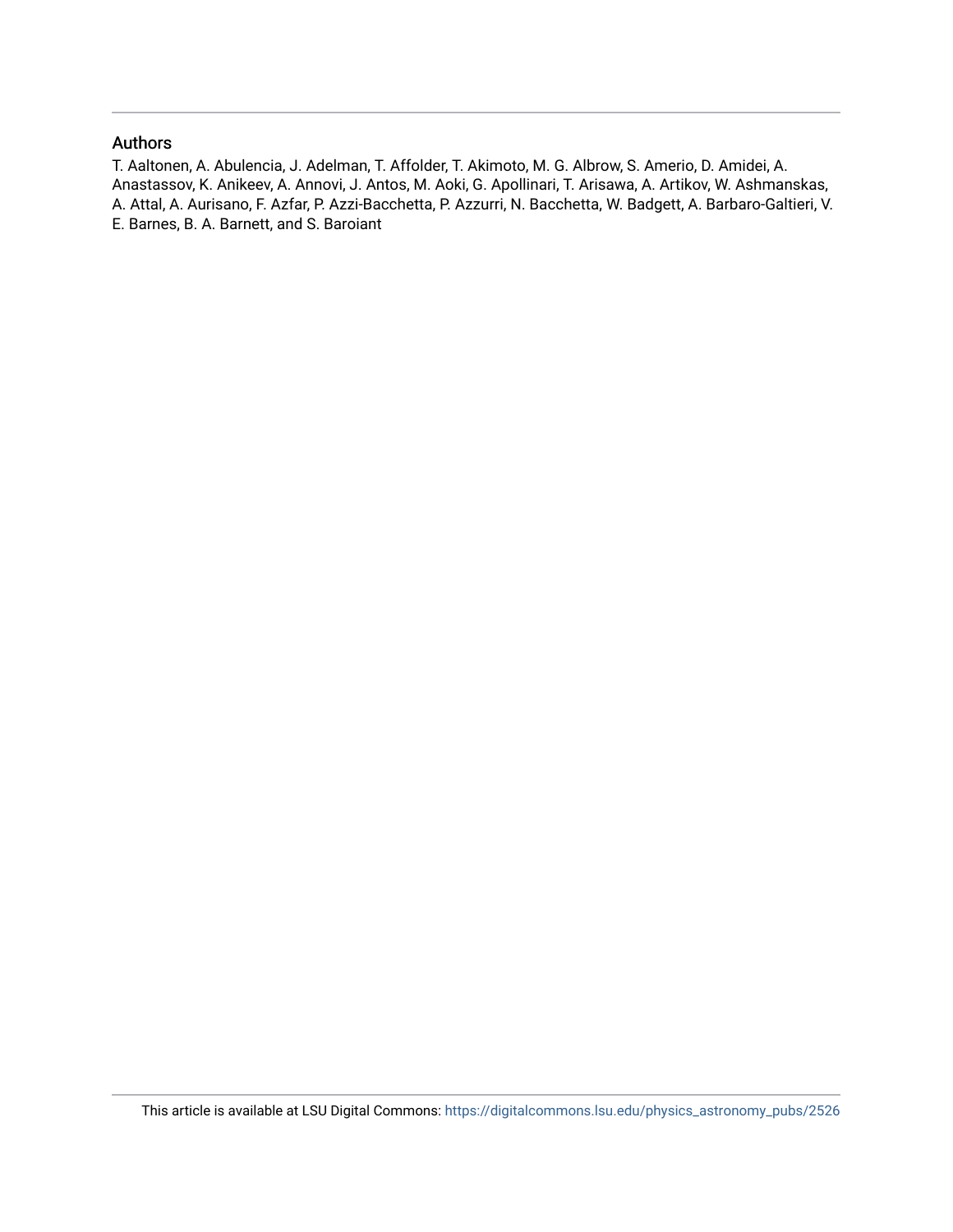## Authors

T. Aaltonen, A. Abulencia, J. Adelman, T. Affolder, T. Akimoto, M. G. Albrow, S. Amerio, D. Amidei, A. Anastassov, K. Anikeev, A. Annovi, J. Antos, M. Aoki, G. Apollinari, T. Arisawa, A. Artikov, W. Ashmanskas, A. Attal, A. Aurisano, F. Azfar, P. Azzi-Bacchetta, P. Azzurri, N. Bacchetta, W. Badgett, A. Barbaro-Galtieri, V. E. Barnes, B. A. Barnett, and S. Baroiant

This article is available at LSU Digital Commons: https://digitalcommons.lsu.edu/physics_astronomy_pubs/2526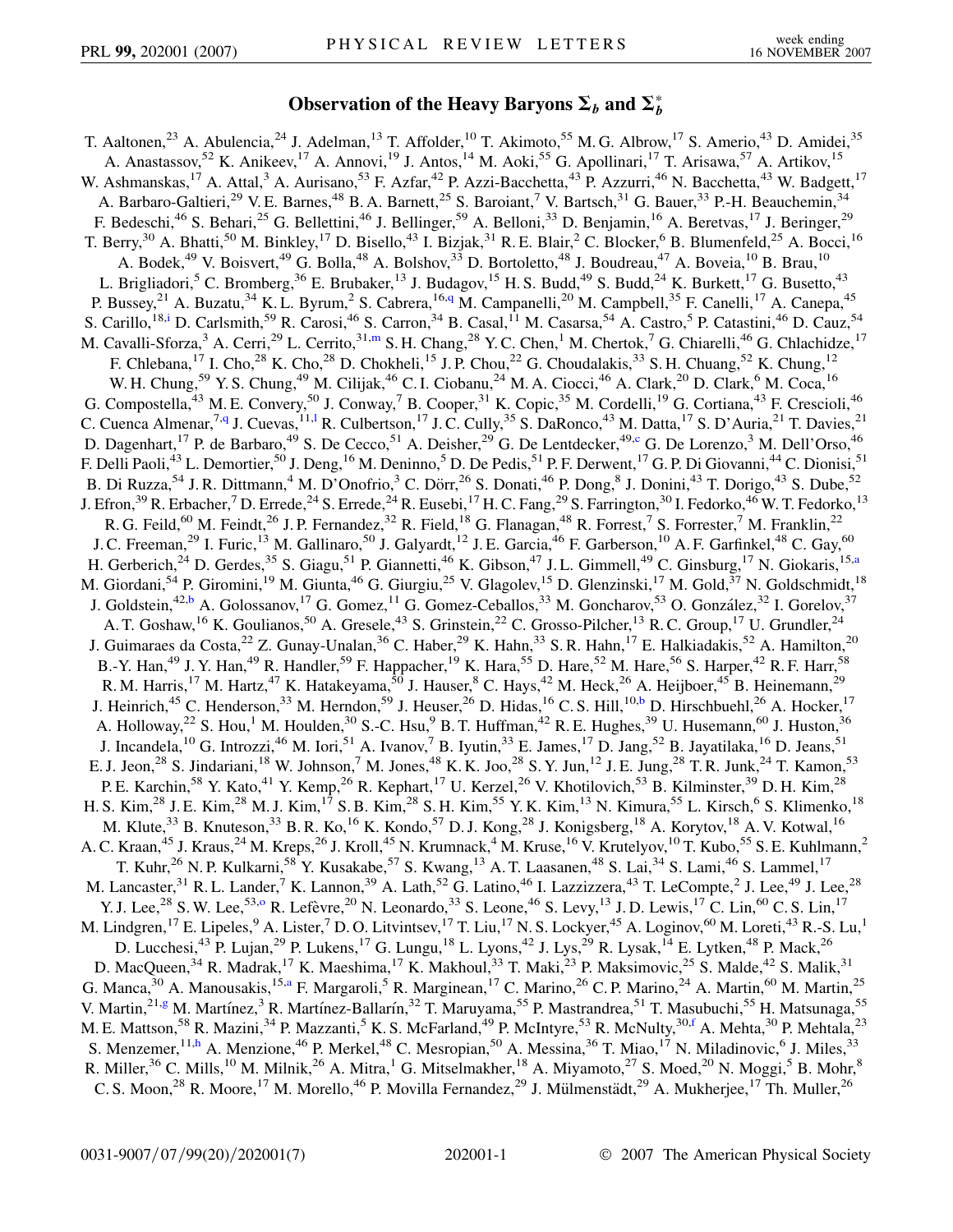# Observation of the Heavy Baryons $\Sigma_b$ and $\Sigma_b^*$

T. Aaltonen,[23] A. Abulencia,[24] J. Adelman,[13] T. Affolder,[10] T. Akimoto,[55] M. G. Albrow,[17] S. Amerio,[43] D. Amidei,[35] A. Anastassov,[52] K. Anikeev,[17] A. Annovi,[19] J. Antos,[14] M. Aoki,[55] G. Apollinari,[17] T. Arisawa,[57] A. Artikov,[15] W. Ashmanskas,[17] A. Attal,[3] A. Aurisano,[53] F. Azfar,[42] P. Azzi-Bacchetta,[43] P. Azzurri,[46] N. Bacchetta,[43] W. Badgett,[17] A. Barbaro-Galtieri,[29] V. E. Barnes,[48] B. A. Barnett,[25] S. Baroiant,[7] V. Bartsch,[31] G. Bauer,[33] P.-H. Beauchemin,[34] F. Bedeschi,[46] S. Behari,[25] G. Bellettini,[46] J. Bellinger,[59] A. Belloni,[33] D. Benjamin,[16] A. Beretvas,[17] J. Beringer,[29] T. Berry,[30] A. Bhatti,[50] M. Binkley,[17] D. Bisello,[43] I. Bizjak,[31] R. E. Blair,[2] C. Blocker,[6] B. Blumenfeld,[25] A. Bocci,[16] A. Bodek,[49] V. Boisvert,[49] G. Bolla,[48] A. Bolshov,[33] D. Bortoletto,[48] J. Boudreau,[47] A. Boveia,[10] B. Brau,[10] L. Brigliadori,[5] C. Bromberg,[36] E. Brubaker,[13] J. Budagov,[15] H. S. Budd,[49] S. Budd,[24] K. Burkett,[17] G. Busetto,[43] P. Bussey,[21] A. Buzatu,[34] K. L. Byrum,[2] S. Cabrera,[16,q] M. Campanelli,[20] M. Campbell,[35] F. Canelli,[17] A. Canepa,[45] S. Carillo,[18,i] D. Carlsmith,[59] R. Carosi,[46] S. Carron,[34] B. Casal,[11] M. Casarsa,[54] A. Castro,[5] P. Catastini,[46] D. Cauz,[54] M. Cavalli-Sforza,[3] A. Cerri,[29] L. Cerrito,[31,m] S. H. Chang,[28] Y. C. Chen,[1] M. Chertok,[7] G. Chiarelli,[46] G. Chlachidze,[17] F. Chlebana,[17] I. Cho,[28] K. Cho,[28] D. Chokheli,[15] J. P. Chou,[22] G. Choudalakis,[33] S. H. Chuang,[52] K. Chung,[12] W. H. Chung,[59] Y. S. Chung,[49] M. Cilijak,[46] C. I. Ciobanu,[24] M. A. Ciocci,[46] A. Clark,[20] D. Clark,[6] M. Coca,[16] G. Compostella,[43] M. E. Convery,[50] J. Conway,[7] B. Cooper,[31] K. Copic,[35] M. Cordelli,[19] G. Cortiana,[43] F. Crescioli,[46] C. Cuenca Almenar,[7,q] J. Cuevas,[11,l] R. Culbertson,[17] J. C. Cully,[35] S. DaRonco,[43] M. Datta,[17] S. D'Auria,[21] T. Davies,[21] D. Dagenhart,[17] P. de Barbaro,[49] S. De Cecco,[51] A. Deisher,[29] G. De Lentdecker,[49,c] G. De Lorenzo,[3] M. Dell'Orso,[46] F. Delli Paoli,[43] L. Demortier,[50] J. Deng,[16] M. Deninno,[5] D. De Pedis,[51] P. F. Derwent,[17] G. P. Di Giovanni,[44] C. Dionisi,[51] B. Di Ruzza,[54] J. R. Dittmann,[4] M. D'Onofrio,[3] C. Dörr,[26] S. Donati,[46] P. Dong,[8] J. Donini,[43] T. Dorigo,[43] S. Dube,[52] J. Efron,[39] R. Erbacher,[7] D. Errede,[24] S. Errede,[24] R. Eusebi,[17] H. C. Fang,[29] S. Farrington,[30] I. Fedorko,[46] W. T. Fedorko,[13] R. G. Feild,[60] M. Feindt,[26] J. P. Fernandez,[32] R. Field,[18] G. Flanagan,[48] R. Forrest,[7] S. Forrester,[7] M. Franklin,[22] J. C. Freeman,[29] I. Furic,[13] M. Gallinaro,[50] J. Galyardt,[12] J. E. Garcia,[46] F. Garberson,[10] A. F. Garfinkel,[48] C. Gay,[60] H. Gerberich,[24] D. Gerdes,[35] S. Giagu,[51] P. Giannetti,[46] K. Gibson,[47] J. L. Gimmell,[49] C. Ginsburg,[17] N. Giokaris,[15,a] M. Giordani,[54] P. Giromini,[19] M. Giunta,[46] G. Giurgiu,[25] V. Glagolev,[15] D. Glenzinski,[17] M. Gold,[37] N. Goldschmidt,[18] J. Goldstein,[42,b] A. Golossanov,[17] G. Gomez,[11] G. Gomez-Ceballos,[33] M. Goncharov,[53] O. González,[32] I. Gorelov,[37] A. T. Goshaw,[16] K. Goulianos,[50] A. Gresele,[43] S. Grinstein,[22] C. Grosso-Pilcher,[13] R. C. Group,[17] U. Grundler,[24] J. Guimaraes da Costa,[22] Z. Gunay-Unalan,[36] C. Haber,[29] K. Hahn,[33] S. R. Hahn,[17] E. Halkiadakis,[52] A. Hamilton,[20] B.-Y. Han,[49] J. Y. Han,[49] R. Handler,[59] F. Happacher,[19] K. Hara,[55] D. Hare,[52] M. Hare,[56] S. Harper,[42] R. F. Harr,[58] R. M. Harris,[17] M. Hartz,[47] K. Hatakeyama,[50] J. Hauser,[8] C. Hays,[42] M. Heck,[26] A. Heijboer,[45] B. Heinemann,[29] J. Heinrich,[45] C. Henderson,[33] M. Herndon,[59] J. Heuser,[26] D. Hidas,[16] C. S. Hill,[10,b] D. Hirschbuehl,[26] A. Hocker,[17] A. Holloway,[22] S. Hou,[1] M. Houlden,[30] S.-C. Hsu,[9] B. T. Huffman,[42] R. E. Hughes,[39] U. Husemann,[60] J. Huston,[36] J. Incandela,[10] G. Introzzi,[46] M. Iori,[51] A. Ivanov,[7] B. Iyutin,[33] E. James,[17] D. Jang,[52] B. Jayatilaka,[16] D. Jeans,[51] E. J. Jeon,[28] S. Jindariani,[18] W. Johnson,[7] M. Jones,[48] K. K. Joo,[28] S. Y. Jun,[12] J. E. Jung,[28] T. R. Junk,[24] T. Kamon,[53] P. E. Karchin,[58] Y. Kato,[41] Y. Kemp,[26] R. Kephart,[17] U. Kerzel,[26] V. Khotilovich,[53] B. Kilminster,[39] D. H. Kim,[28] H. S. Kim,[28] J. E. Kim,[28] M. J. Kim,[17] S. B. Kim,[28] S. H. Kim,[55] Y. K. Kim,[13] N. Kimura,[55] L. Kirsch,[6] S. Klimenko,[18] M. Klute,[33] B. Knuteson,[33] B. R. Ko,[16] K. Kondo,[57] D. J. Kong,[28] J. Konigsberg,[18] A. Korytov,[18] A. V. Kotwal,[16] A. C. Kraan,[45] J. Kraus,[24] M. Kreps,[26] J. Kroll,[45] N. Krumnack,[4] M. Kruse,[16] V. Krutelyov,[10] T. Kubo,[55] S. E. Kuhlmann,[2] T. Kuhr,[26] N. P. Kulkarni,[58] Y. Kusakabe,[57] S. Kwang,[13] A. T. Laasanen,[48] S. Lai,[34] S. Lami,[46] S. Lammel,[17] M. Lancaster,[31] R. L. Lander,[7] K. Lannon,[39] A. Lath,[52] G. Latino,[46] I. Lazzizzera,[43] T. LeCompte,[2] J. Lee,[49] J. Lee,[28] Y. J. Lee,[28] S. W. Lee,[53,o] R. Lefèvre,[20] N. Leonardo,[33] S. Leone,[46] S. Levy,[13] J. D. Lewis,[17] C. Lin,[60] C. S. Lin,[17] M. Lindgren,[17] E. Lipeles,[9] A. Lister,[7] D. O. Litvintsev,[17] T. Liu,[17] N. S. Lockyer,[45] A. Loginov,[60] M. Loreti,[43] R.-S. Lu,[1] D. Lucchesi,[43] P. Lujan,[29] P. Lukens,[17] G. Lungu,[18] L. Lyons,[42] J. Lys,[29] R. Lysak,[14] E. Lytken,[48] P. Mack,[26] D. MacQueen,[34] R. Madrak,[17] K. Maeshima,[17] K. Makhoul,[33] T. Maki,[23] P. Maksimovic,[25] S. Malde,[42] S. Malik,[31] G. Manca,[30] A. Manousakis,[15,a] F. Margaroli,[5] R. Marginean,[17] C. Marino,[26] C. P. Marino,[24] A. Martin,[60] M. Martin,[25] V. Martin,[21,g] M. Martínez,[3] R. Martínez-Ballarín,[32] T. Maruyama,[55] P. Mastrandrea,[51] T. Masubuchi,[55] H. Matsunaga,[55] M. E. Mattson,[58] R. Mazini,[34] P. Mazzanti,[5] K. S. McFarland,[49] P. McIntyre,[53] R. McNulty,[30,f] A. Mehta,[30] P. Mehtala,[23] S. Menzemer,[11,h] A. Menzione,[46] P. Merkel,[48] C. Mesropian,[50] A. Messina,[36] T. Miao,[17] N. Miladinovic,[6] J. Miles,[33] R. Miller,[36] C. Mills,[10] M. Milnik,[26] A. Mitra,[1] G. Mitselmakher,[18] A. Miyamoto,[27] S. Moed,[20] N. Moggi,[5] B. Mohr,[8] C. S. Moon,[28] R. Moore,[17] M. Morello,[46] P. Movilla Fernandez,[29] J. Mülmenstädt,[29] A. Mukherjee,[17] Th. Muller,[26]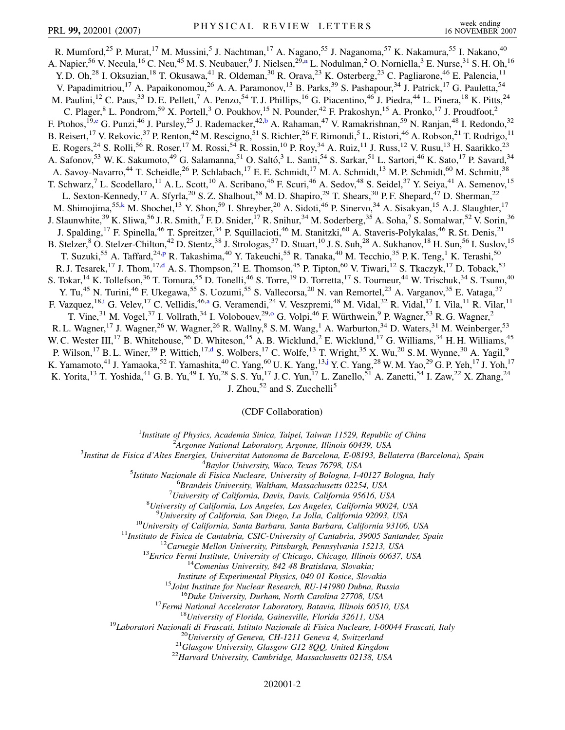R. Mumford,[25] P. Murat,[17] M. Mussini,[5] J. Nachtman,[17] A. Nagano,[55] J. Naganoma,[57] K. Nakamura,[55] I. Nakano,[40] A. Napier,[56] V. Necula,[16] C. Neu,[45] M. S. Neubauer,[9] J. Nielsen,[29,n] L. Nodulman,[2] O. Norniella,[3] E. Nurse,[31] S. H. Oh,[16] Y. D. Oh,[28] I. Oksuzian,[18] T. Okusawa,[41] R. Oldeman,[30] R. Orava,[23] K. Osterberg,[23] C. Pagliarone,[46] E. Palencia,[11] V. Papadimitriou,[17] A. Papaikonomou,[26] A. A. Paramonov,[13] B. Parks,[39] S. Pashapour,[34] J. Patrick,[17] G. Pauletta,[54] M. Paulini,[12] C. Paus,[33] D. E. Pellett,[7] A. Penzo,[54] T. J. Phillips,[16] G. Piacentino,[46] J. Piedra,[44] L. Pinera,[18] K. Pitts,[24] C. Plager,[8] L. Pondrom,[59] X. Portell,[3] O. Poukhov,[15] N. Pounder,[42] F. Prakoshyn,[15] A. Pronko,[17] J. Proudfoot,[2] F. Ptohos,[19,e] G. Punzi,[46] J. Pursley,[25] J. Rademacker,[42,b] A. Rahaman,[47] V. Ramakrishnan,[59] N. Ranjan,[48] I. Redondo,[32] B. Reisert,[17] V. Rekovic,[37] P. Renton,[42] M. Rescigno,[51] S. Richter,[26] F. Rimondi,[5] L. Ristori,[46] A. Robson,[21] T. Rodrigo,[11] E. Rogers,[24] S. Rolli,[56] R. Roser,[17] M. Rossi,[54] R. Rossin,[10] P. Roy,[34] A. Ruiz,[11] J. Russ,[12] V. Rusu,[13] H. Saarikko,[23] A. Safonov,[53] W. K. Sakumoto,[49] G. Salamanna,[51] O. Saltó,[3] L. Santi,[54] S. Sarkar,[51] L. Sartori,[46] K. Sato,[17] P. Savard,[34] A. Savoy-Navarro,[44] T. Scheidle,[26] P. Schlabach,[17] E. E. Schmidt,[17] M. A. Schmidt,[13] M. P. Schmidt,[60] M. Schmitt,[38] T. Schwarz,[7] L. Scodellaro,[11] A. L. Scott,[10] A. Scribano,[46] F. Scuri,[46] A. Sedov,[48] S. Seidel,[37] Y. Seiya,[41] A. Semenov,[15] L. Sexton-Kennedy,[17] A. Sfyrla,[20] S. Z. Shalhout,[58] M. D. Shapiro,[29] T. Shears,[30] P. F. Shepard,[47] D. Sherman,[22] M. Shimojima,[55,k] M. Shochet,[13] Y. Shon,[59] I. Shreyber,[20] A. Sidoti,[46] P. Sinervo,[34] A. Sisakyan,[15] A. J. Slaughter,[17] J. Slaunwhite,[39] K. Sliwa,[56] J. R. Smith,[7] F. D. Snider,[17] R. Snihur,[34] M. Soderberg,[35] A. Soha,[7] S. Somalwar,[52] V. Sorin,[36] J. Spalding,[17] F. Spinella,[46] T. Spreitzer,[34] P. Squillacioti,[46] M. Stanitzki,[60] A. Staveris-Polykalas,[46] R. St. Denis,[21] B. Stelzer,[8] O. Stelzer-Chilton,[42] D. Stentz,[38] J. Strologas,[37] D. Stuart,[10] J. S. Suh,[28] A. Sukhanov,[18] H. Sun,[56] I. Suslov,[15] T. Suzuki,[55] A. Taffard,[24,p] R. Takashima,[40] Y. Takeuchi,[55] R. Tanaka,[40] M. Tecchio,[35] P. K. Teng,[1] K. Terashi,[50] R. J. Tesarek,[17] J. Thom,[17,d] A. S. Thompson,[21] E. Thomson,[45] P. Tipton,[60] V. Tiwari,[12] S. Tkaczyk,[17] D. Toback,[53] S. Tokar,[14] K. Tollefson,[36] T. Tomura,[55] D. Tonelli,[46] S. Torre,[19] D. Torretta,[17] S. Tourneur,[44] W. Trischuk,[34] S. Tsuno,[40] Y. Tu,[45] N. Turini,[46] F. Ukegawa,[55] S. Uozumi,[55] S. Vallecorsa,[20] N. van Remortel,[23] A. Varganov,[35] E. Vataga,[37] F. Vazquez,[18,i] G. Velev,[17] C. Vellidis,[46,a] G. Veramendi,[24] V. Veszpremi,[48] M. Vidal,[32] R. Vidal,[17] I. Vila,[11] R. Vilar,[11] T. Vine,[31] M. Vogel,[37] I. Vollrath,[34] I. Volobouev,[29,o] G. Volpi,[46] F. Würthwein,[9] P. Wagner,[53] R. G. Wagner,[2] R. L. Wagner,[17] J. Wagner,[26] W. Wagner,[26] R. Wallny,[8] S. M. Wang,[1] A. Warburton,[34] D. Waters,[31] M. Weinberger,[53] W. C. Wester III,[17] B. Whitehouse,[56] D. Whiteson,[45] A. B. Wicklund,[2] E. Wicklund,[17] G. Williams,[34] H. H. Williams,[45] P. Wilson,[17] B. L. Winer,[39] P. Wittich,[17,d] S. Wolbers,[17] C. Wolfe,[13] T. Wright,[35] X. Wu,[20] S. M. Wynne,[30] A. Yagil,[9] K. Yamamoto,[41] J. Yamaoka,[52] T. Yamashita,[40] C. Yang,[60] U. K. Yang,[13,j] Y. C. Yang,[28] W. M. Yao,[29] G. P. Yeh,[17] J. Yoh,[17] K. Yorita,[13] T. Yoshida,[41] G. B. Yu,[49] I. Yu,[28] S. S. Yu,[17] J. C. Yun,[17] L. Zanello,[51] A. Zanetti,[54] I. Zaw,[22] X. Zhang,[24] J. Zhou,[52] and S. Zucchelli[5]

(CDF Collaboration)

[1] *Institute of Physics, Academia Sinica, Taipei, Taiwan 11529, Republic of China*
[2] *Argonne National Laboratory, Argonne, Illinois 60439, USA*
[3] *Institut de Fisica d'Altes Energies, Universitat Autonoma de Barcelona, E-08193, Bellaterra (Barcelona), Spain*
[4] *Baylor University, Waco, Texas 76798, USA*
[5] *Istituto Nazionale di Fisica Nucleare, University of Bologna, I-40127 Bologna, Italy*
[6] *Brandeis University, Waltham, Massachusetts 02254, USA*
[7] *University of California, Davis, Davis, California 95616, USA*
[8] *University of California, Los Angeles, Los Angeles, California 90024, USA*
[9] *University of California, San Diego, La Jolla, California 92093, USA*
[10] *University of California, Santa Barbara, Santa Barbara, California 93106, USA*
[11] *Instituto de Fisica de Cantabria, CSIC-University of Cantabria, 39005 Santander, Spain*
[12] *Carnegie Mellon University, Pittsburgh, Pennsylvania 15213, USA*
[13] *Enrico Fermi Institute, University of Chicago, Chicago, Illinois 60637, USA*
[14] *Comenius University, 842 48 Bratislava, Slovakia;*
*Institute of Experimental Physics, 040 01 Kosice, Slovakia*
[15] *Joint Institute for Nuclear Research, RU-141980 Dubna, Russia*
[16] *Duke University, Durham, North Carolina 27708, USA*
[17] *Fermi National Accelerator Laboratory, Batavia, Illinois 60510, USA*
[18] *University of Florida, Gainesville, Florida 32611, USA*
[19] *Laboratori Nazionali di Frascati, Istituto Nazionale di Fisica Nucleare, I-00044 Frascati, Italy*
[20] *University of Geneva, CH-1211 Geneva 4, Switzerland*
[21] *Glasgow University, Glasgow G12 8QQ, United Kingdom*
[22] *Harvard University, Cambridge, Massachusetts 02138, USA*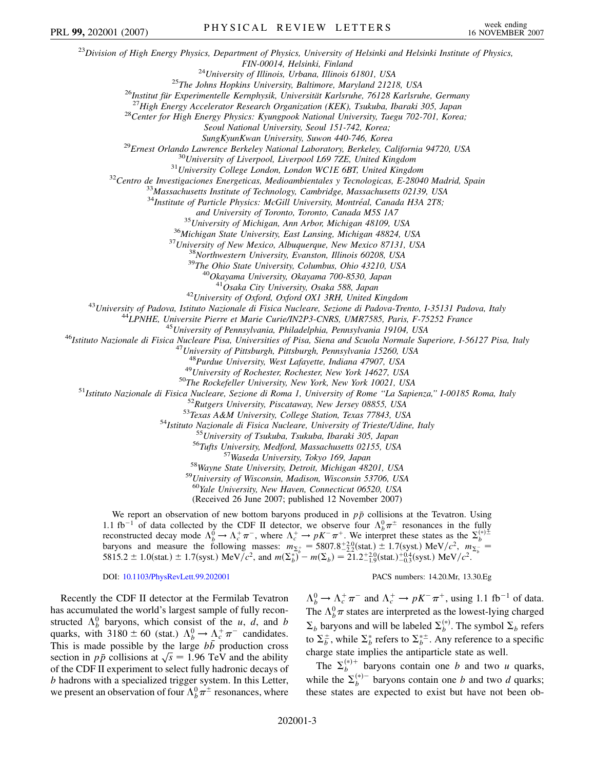[23]*Division of High Energy Physics, Department of Physics, University of Helsinki and Helsinki Institute of Physics, FIN-00014, Helsinki, Finland*
[24]*University of Illinois, Urbana, Illinois 61801, USA*
[25]*The Johns Hopkins University, Baltimore, Maryland 21218, USA*
[26]*Institut für Experimentelle Kernphysik, Universität Karlsruhe, 76128 Karlsruhe, Germany*
[27]*High Energy Accelerator Research Organization (KEK), Tsukuba, Ibaraki 305, Japan*
[28]*Center for High Energy Physics: Kyungpook National University, Taegu 702-701, Korea; Seoul National University, Seoul 151-742, Korea; SungKyunKwan University, Suwon 440-746, Korea*
[29]*Ernest Orlando Lawrence Berkeley National Laboratory, Berkeley, California 94720, USA*
[30]*University of Liverpool, Liverpool L69 7ZE, United Kingdom*
[31]*University College London, London WC1E 6BT, United Kingdom*
[32]*Centro de Investigaciones Energeticas, Medioambientales y Tecnologicas, E-28040 Madrid, Spain*
[33]*Massachusetts Institute of Technology, Cambridge, Massachusetts 02139, USA*
[34]*Institute of Particle Physics: McGill University, Montréal, Canada H3A 2T8; and University of Toronto, Toronto, Canada M5S 1A7*
[35]*University of Michigan, Ann Arbor, Michigan 48109, USA*
[36]*Michigan State University, East Lansing, Michigan 48824, USA*
[37]*University of New Mexico, Albuquerque, New Mexico 87131, USA*
[38]*Northwestern University, Evanston, Illinois 60208, USA*
[39]*The Ohio State University, Columbus, Ohio 43210, USA*
[40]*Okayama University, Okayama 700-8530, Japan*
[41]*Osaka City University, Osaka 588, Japan*
[42]*University of Oxford, Oxford OX1 3RH, United Kingdom*
[43]*University of Padova, Istituto Nazionale di Fisica Nucleare, Sezione di Padova-Trento, I-35131 Padova, Italy*
[44]*LPNHE, Universite Pierre et Marie Curie/IN2P3-CNRS, UMR7585, Paris, F-75252 France*
[45]*University of Pennsylvania, Philadelphia, Pennsylvania 19104, USA*
[46]*Istituto Nazionale di Fisica Nucleare Pisa, Universities of Pisa, Siena and Scuola Normale Superiore, I-56127 Pisa, Italy*
[47]*University of Pittsburgh, Pittsburgh, Pennsylvania 15260, USA*
[48]*Purdue University, West Lafayette, Indiana 47907, USA*
[49]*University of Rochester, Rochester, New York 14627, USA*
[50]*The Rockefeller University, New York, New York 10021, USA*
[51]*Istituto Nazionale di Fisica Nucleare, Sezione di Roma 1, University of Rome "La Sapienza," I-00185 Roma, Italy*
[52]*Rutgers University, Piscataway, New Jersey 08855, USA*
[53]*Texas A&M University, College Station, Texas 77843, USA*
[54]*Istituto Nazionale di Fisica Nucleare, University of Trieste/Udine, Italy*
[55]*University of Tsukuba, Tsukuba, Ibaraki 305, Japan*
[56]*Tufts University, Medford, Massachusetts 02155, USA*
[57]*Waseda University, Tokyo 169, Japan*
[58]*Wayne State University, Detroit, Michigan 48201, USA*
[59]*University of Wisconsin, Madison, Wisconsin 53706, USA*
[60]*Yale University, New Haven, Connecticut 06520, USA*

(Received 26 June 2007; published 12 November 2007)

We report an observation of new bottom baryons produced in $p\bar{p}$ collisions at the Tevatron. Using 1.1 fb$^{-1}$ of data collected by the CDF II detector, we observe four $\Lambda_b^0\pi^\pm$ resonances in the fully reconstructed decay mode $\Lambda_b^0 \to \Lambda_c^+\pi^-$, where $\Lambda_c^+ \to pK^-\pi^+$. We interpret these states as the $\Sigma_b^{(*)\pm}$ baryons and measure the following masses: $m_{\Sigma_b^+} = 5807.8^{+2.0}_{-2.2}(\text{stat.}) \pm 1.7(\text{syst.})$ MeV$/c^2$, $m_{\Sigma_b^-} = 5815.2 \pm 1.0(\text{stat.}) \pm 1.7(\text{syst.})$ MeV$/c^2$, and $m(\Sigma_b^*) - m(\Sigma_b) = 21.2^{+2.0}_{-1.9}(\text{stat.})^{+0.4}_{-0.3}(\text{syst.})$ MeV$/c^2$.

DOI: 10.1103/PhysRevLett.99.202001 PACS numbers: 14.20.Mr, 13.30.Eg

Recently the CDF II detector at the Fermilab Tevatron has accumulated the world's largest sample of fully reconstructed $\Lambda_b^0$ baryons, which consist of the $u$, $d$, and $b$ quarks, with $3180 \pm 60$ (stat.) $\Lambda_b^0 \to \Lambda_c^+\pi^-$ candidates. This is made possible by the large $b\bar{b}$ production cross section in $p\bar{p}$ collisions at $\sqrt{s} = 1.96$ TeV and the ability of the CDF II experiment to select fully hadronic decays of $b$ hadrons with a specialized trigger system. In this Letter, we present an observation of four $\Lambda_b^0\pi^\pm$ resonances, where $\Lambda_b^0 \to \Lambda_c^+\pi^-$ and $\Lambda_c^+ \to pK^-\pi^+$, using 1.1 fb$^{-1}$ of data. The $\Lambda_b^0\pi$ states are interpreted as the lowest-lying charged $\Sigma_b$ baryons and will be labeled $\Sigma_b^{(*)}$. The symbol $\Sigma_b$ refers to $\Sigma_b^\pm$, while $\Sigma_b^*$ refers to $\Sigma_b^{*\pm}$. Any reference to a specific charge state implies the antiparticle state as well.

The $\Sigma_b^{(*)+}$ baryons contain one $b$ and two $u$ quarks, while the $\Sigma_b^{(*)-}$ baryons contain one $b$ and two $d$ quarks; these states are expected to exist but have not been ob-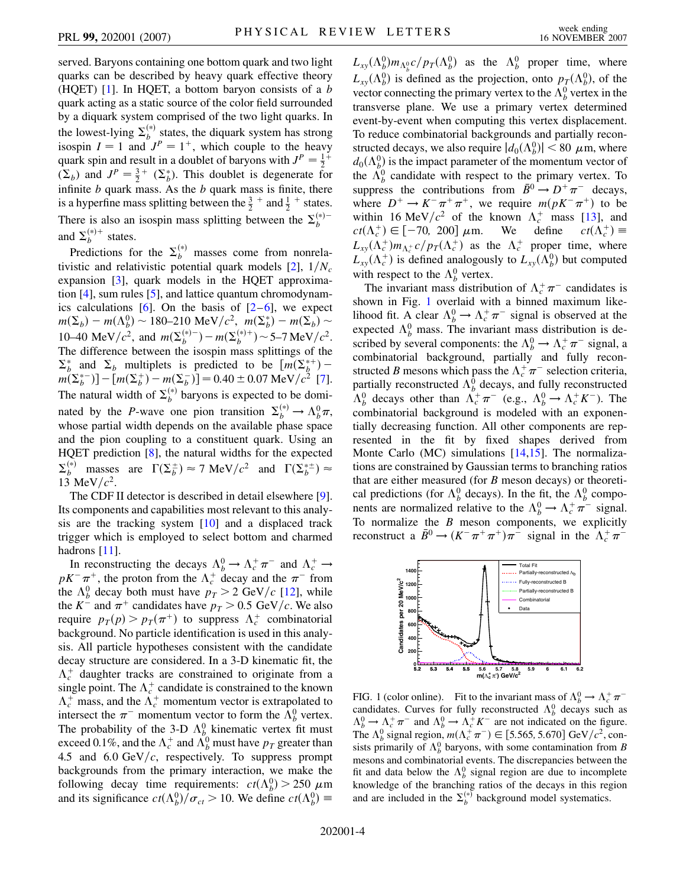served. Baryons containing one bottom quark and two light quarks can be described by heavy quark effective theory (HQET) [1]. In HQET, a bottom baryon consists of a $b$ quark acting as a static source of the color field surrounded by a diquark system comprised of the two light quarks. In the lowest-lying $\Sigma_b^{(*)}$ states, the diquark system has strong isospin $I = 1$ and $J^P = 1^+$, which couple to the heavy quark spin and result in a doublet of baryons with $J^P = \frac{1}{2}^+$ ($\Sigma_b$) and $J^P = \frac{3}{2}^+$ ($\Sigma_b^*$). This doublet is degenerate for infinite $b$ quark mass. As the $b$ quark mass is finite, there is a hyperfine mass splitting between the $\frac{3}{2}^+$ and $\frac{1}{2}^+$ states. There is also an isospin mass splitting between the $\Sigma_b^{(*)-}$ and $\Sigma_b^{(*)+}$ states.

Predictions for the $\Sigma_b^{(*)}$ masses come from nonrelativistic and relativistic potential quark models [2], $1/N_c$ expansion [3], quark models in the HQET approximation [4], sum rules [5], and lattice quantum chromodynamics calculations [6]. On the basis of [2–6], we expect $m(\Sigma_b) - m(\Lambda_b^0) \sim 180$–$210\ \mathrm{MeV}/c^2$, $m(\Sigma_b^*) - m(\Sigma_b) \sim 10$–$40\ \mathrm{MeV}/c^2$, and $m(\Sigma_b^{(*)-}) - m(\Sigma_b^{(*)+}) \sim 5$–$7\ \mathrm{MeV}/c^2$. The difference between the isospin mass splittings of the $\Sigma_b^*$ and $\Sigma_b$ multiplets is predicted to be $[m(\Sigma_b^{*+}) - m(\Sigma_b^{*-})] - [m(\Sigma_b^+) - m(\Sigma_b^-)] = 0.40 \pm 0.07\ \mathrm{MeV}/c^2$ [7]. The natural width of $\Sigma_b^{(*)}$ baryons is expected to be dominated by the $P$-wave one pion transition $\Sigma_b^{(*)} \to \Lambda_b^0\pi$, whose partial width depends on the available phase space and the pion coupling to a constituent quark. Using an HQET prediction [8], the natural widths for the expected $\Sigma_b^{(*)}$ masses are $\Gamma(\Sigma_b^\pm) \approx 7\ \mathrm{MeV}/c^2$ and $\Gamma(\Sigma_b^{*\pm}) \approx 13\ \mathrm{MeV}/c^2$.

The CDF II detector is described in detail elsewhere [9]. Its components and capabilities most relevant to this analysis are the tracking system [10] and a displaced track trigger which is employed to select bottom and charmed hadrons [11].

In reconstructing the decays $\Lambda_b^0 \to \Lambda_c^+\pi^-$ and $\Lambda_c^+ \to pK^-\pi^+$, the proton from the $\Lambda_c^+$ decay and the $\pi^-$ from the $\Lambda_b^0$ decay both must have $p_T > 2\ \mathrm{GeV}/c$ [12], while the $K^-$ and $\pi^+$ candidates have $p_T > 0.5\ \mathrm{GeV}/c$. We also require $p_T(p) > p_T(\pi^+)$ to suppress $\Lambda_c^+$ combinatorial background. No particle identification is used in this analysis. All particle hypotheses consistent with the candidate decay structure are considered. In a 3-D kinematic fit, the $\Lambda_c^+$ daughter tracks are constrained to originate from a single point. The $\Lambda_c^+$ candidate is constrained to the known $\Lambda_c^+$ mass, and the $\Lambda_c^+$ momentum vector is extrapolated to intersect the $\pi^-$ momentum vector to form the $\Lambda_b^0$ vertex. The probability of the 3-D $\Lambda_b^0$ kinematic vertex fit must exceed 0.1%, and the $\Lambda_c^+$ and $\Lambda_b^0$ must have $p_T$ greater than 4.5 and $6.0\ \mathrm{GeV}/c$, respectively. To suppress prompt backgrounds from the primary interaction, we make the following decay time requirements: $ct(\Lambda_b^0) > 250\ \mu\mathrm{m}$ and its significance $ct(\Lambda_b^0)/\sigma_{ct} > 10$. We define $ct(\Lambda_b^0) \equiv L_{xy}(\Lambda_b^0) m_{\Lambda_b^0} c/p_T(\Lambda_b^0)$ as the $\Lambda_b^0$ proper time, where $L_{xy}(\Lambda_b^0)$ is defined as the projection, onto $p_T(\Lambda_b^0)$, of the vector connecting the primary vertex to the $\Lambda_b^0$ vertex in the transverse plane. We use a primary vertex determined event-by-event when computing this vertex displacement. To reduce combinatorial backgrounds and partially reconstructed decays, we also require $|d_0(\Lambda_b^0)| < 80\ \mu\mathrm{m}$, where $d_0(\Lambda_b^0)$ is the impact parameter of the momentum vector of the $\Lambda_b^0$ candidate with respect to the primary vertex. To suppress the contributions from $\bar{B}^0 \to D^+\pi^-$ decays, where $D^+ \to K^-\pi^+\pi^+$, we require $m(pK^-\pi^+)$ to be within $16\ \mathrm{MeV}/c^2$ of the known $\Lambda_c^+$ mass [13], and $ct(\Lambda_c^+) \in [-70, 200]\ \mu\mathrm{m}$. We define $ct(\Lambda_c^+) \equiv L_{xy}(\Lambda_c^+) m_{\Lambda_c} c/p_T(\Lambda_c^+)$ as the $\Lambda_c^+$ proper time, where $L_{xy}(\Lambda_c^+)$ is defined analogously to $L_{xy}(\Lambda_b^0)$ but computed with respect to the $\Lambda_b^0$ vertex.

The invariant mass distribution of $\Lambda_c^+\pi^-$ candidates is shown in Fig. 1 overlaid with a binned maximum likelihood fit. A clear $\Lambda_b^0 \to \Lambda_c^+\pi^-$ signal is observed at the expected $\Lambda_b^0$ mass. The invariant mass distribution is described by several components: the $\Lambda_b^0 \to \Lambda_c^+\pi^-$ signal, a combinatorial background, partially and fully reconstructed $B$ mesons which pass the $\Lambda_c^+\pi^-$ selection criteria, partially reconstructed $\Lambda_b^0$ decays, and fully reconstructed $\Lambda_b^0$ decays other than $\Lambda_c^+\pi^-$ (e.g., $\Lambda_b^0 \to \Lambda_c^+K^-$). The combinatorial background is modeled with an exponentially decreasing function. All other components are represented in the fit by fixed shapes derived from Monte Carlo (MC) simulations [14,15]. The normalizations are constrained by Gaussian terms to branching ratios that are either measured (for $B$ meson decays) or theoretical predictions (for $\Lambda_b^0$ decays). In the fit, the $\Lambda_b^0$ components are normalized relative to the $\Lambda_b^0 \to \Lambda_c^+\pi^-$ signal. To normalize the $B$ meson components, we explicitly reconstruct a $\bar{B}^0 \to (K^-\pi^+\pi^+)\pi^-$ signal in the $\Lambda_c^+\pi^-$

FIG. 1 (color online). Fit to the invariant mass of $\Lambda_b^0 \to \Lambda_c^+\pi^-$ candidates. Curves for fully reconstructed $\Lambda_b^0$ decays such as $\Lambda_b^0 \to \Lambda_c^+\pi^-$ and $\Lambda_b^0 \to \Lambda_c^+K^-$ are not indicated on the figure. The $\Lambda_b^0$ signal region, $m(\Lambda_c^+\pi^-) \in [5.565, 5.670]\ \mathrm{GeV}/c^2$, consists primarily of $\Lambda_b^0$ baryons, with some contamination from $B$ mesons and combinatorial events. The discrepancies between the fit and data below the $\Lambda_b^0$ signal region are due to incomplete knowledge of the branching ratios of the decays in this region and are included in the $\Sigma_b^{(*)}$ background model systematics.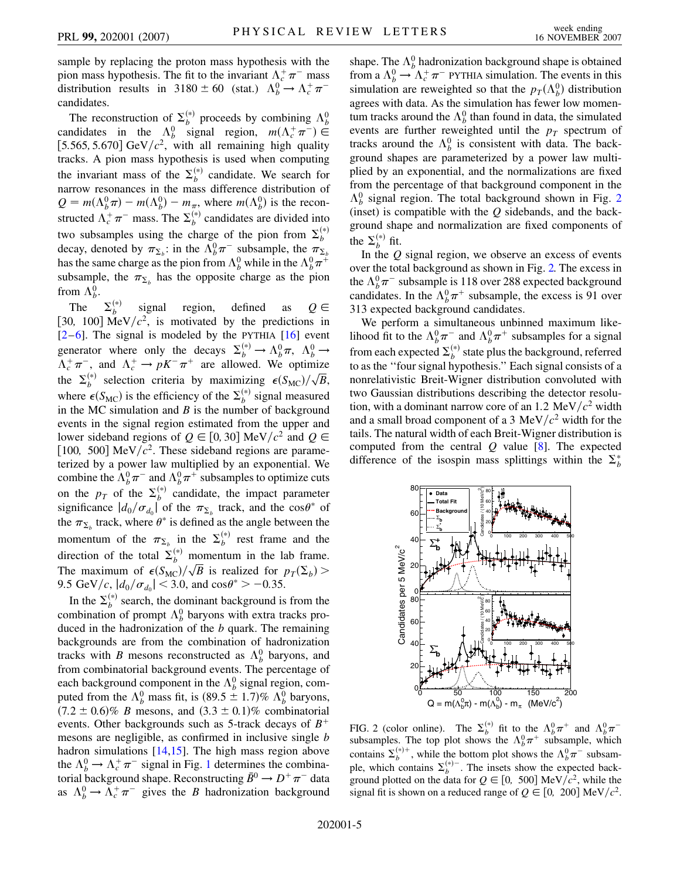sample by replacing the proton mass hypothesis with the pion mass hypothesis. The fit to the invariant $\Lambda_c^+\pi^-$ mass distribution results in $3180 \pm 60$ (stat.) $\Lambda_b^0 \to \Lambda_c^+\pi^-$ candidates.

The reconstruction of $\Sigma_b^{(*)}$ proceeds by combining $\Lambda_b^0$ candidates in the $\Lambda_b^0$ signal region, $m(\Lambda_c^+\pi^-) \in [5.565, 5.670]$ GeV/$c^2$, with all remaining high quality tracks. A pion mass hypothesis is used when computing the invariant mass of the $\Sigma_b^{(*)}$ candidate. We search for narrow resonances in the mass difference distribution of $Q = m(\Lambda_b^0\pi) - m(\Lambda_b^0) - m_\pi$, where $m(\Lambda_b^0)$ is the reconstructed $\Lambda_c^+\pi^-$ mass. The $\Sigma_b^{(*)}$ candidates are divided into two subsamples using the charge of the pion from $\Sigma_b^{(*)}$ decay, denoted by $\pi_{\Sigma_b}$: in the $\Lambda_b^0\pi^-$ subsample, the $\pi_{\Sigma_b}$ has the same charge as the pion from $\Lambda_b^0$ while in the $\Lambda_b^0\pi^+$ subsample, the $\pi_{\Sigma_b}$ has the opposite charge as the pion from $\Lambda_b^0$.

The $\Sigma_b^{(*)}$ signal region, defined as $Q \in [30, 100]$ MeV/$c^2$, is motivated by the predictions in [2–6]. The signal is modeled by the PYTHIA [16] event generator where only the decays $\Sigma_b^{(*)} \to \Lambda_b^0\pi$, $\Lambda_b^0 \to \Lambda_c^+\pi^-$, and $\Lambda_c^+ \to pK^-\pi^+$ are allowed. We optimize the $\Sigma_b^{(*)}$ selection criteria by maximizing $\epsilon(S_{\rm MC})/\sqrt{B}$, where $\epsilon(S_{\rm MC})$ is the efficiency of the $\Sigma_b^{(*)}$ signal measured in the MC simulation and $B$ is the number of background events in the signal region estimated from the upper and lower sideband regions of $Q \in [0, 30]$ MeV/$c^2$ and $Q \in [100, 500]$ MeV/$c^2$. These sideband regions are parameterized by a power law multiplied by an exponential. We combine the $\Lambda_b^0\pi^-$ and $\Lambda_b^0\pi^+$ subsamples to optimize cuts on the $p_T$ of the $\Sigma_b^{(*)}$ candidate, the impact parameter significance $|d_0/\sigma_{d_0}|$ of the $\pi_{\Sigma_b}$ track, and the $\cos\theta^*$ of the $\pi_{\Sigma_b}$ track, where $\theta^*$ is defined as the angle between the momentum of the $\pi_{\Sigma_b}$ in the $\Sigma_b^{(*)}$ rest frame and the direction of the total $\Sigma_b^{(*)}$ momentum in the lab frame. The maximum of $\epsilon(S_{\rm MC})/\sqrt{B}$ is realized for $p_T(\Sigma_b) > 9.5$ GeV/$c$, $|d_0/\sigma_{d_0}| < 3.0$, and $\cos\theta^* > -0.35$.

In the $\Sigma_b^{(*)}$ search, the dominant background is from the combination of prompt $\Lambda_b^0$ baryons with extra tracks produced in the hadronization of the $b$ quark. The remaining backgrounds are from the combination of hadronization tracks with $B$ mesons reconstructed as $\Lambda_b^0$ baryons, and from combinatorial background events. The percentage of each background component in the $\Lambda_b^0$ signal region, computed from the $\Lambda_b^0$ mass fit, is $(89.5 \pm 1.7)\%$ $\Lambda_b^0$ baryons, $(7.2 \pm 0.6)\%$ $B$ mesons, and $(3.3 \pm 0.1)\%$ combinatorial events. Other backgrounds such as 5-track decays of $B^+$ mesons are negligible, as confirmed in inclusive single $b$ hadron simulations [14,15]. The high mass region above the $\Lambda_b^0 \to \Lambda_c^+\pi^-$ signal in Fig. 1 determines the combinatorial background shape. Reconstructing $\bar{B}^0 \to D^+\pi^-$ data as $\Lambda_b^0 \to \Lambda_c^+\pi^-$ gives the $B$ hadronization background shape. The $\Lambda_b^0$ hadronization background shape is obtained from a $\Lambda_b^0 \to \Lambda_c^+\pi^-$ PYTHIA simulation. The events in this simulation are reweighted so that the $p_T(\Lambda_b^0)$ distribution agrees with data. As the simulation has fewer low momentum tracks around the $\Lambda_b^0$ than found in data, the simulated events are further reweighted until the $p_T$ spectrum of tracks around the $\Lambda_b^0$ is consistent with data. The background shapes are parameterized by a power law multiplied by an exponential, and the normalizations are fixed from the percentage of that background component in the $\Lambda_b^0$ signal region. The total background shown in Fig. 2 (inset) is compatible with the $Q$ sidebands, and the background shape and normalization are fixed components of the $\Sigma_b^{(*)}$ fit.

In the $Q$ signal region, we observe an excess of events over the total background as shown in Fig. 2. The excess in the $\Lambda_b^0\pi^-$ subsample is 118 over 288 expected background candidates. In the $\Lambda_b^0\pi^+$ subsample, the excess is 91 over 313 expected background candidates.

We perform a simultaneous unbinned maximum likelihood fit to the $\Lambda_b^0\pi^-$ and $\Lambda_b^0\pi^+$ subsamples for a signal from each expected $\Sigma_b^{(*)}$ state plus the background, referred to as the "four signal hypothesis." Each signal consists of a nonrelativistic Breit-Wigner distribution convoluted with two Gaussian distributions describing the detector resolution, with a dominant narrow core of an 1.2 MeV/$c^2$ width and a small broad component of a 3 MeV/$c^2$ width for the tails. The natural width of each Breit-Wigner distribution is computed from the central $Q$ value [8]. The expected difference of the isospin mass splittings within the $\Sigma_b^*$

FIG. 2 (color online). The $\Sigma_b^{(*)}$ fit to the $\Lambda_b^0\pi^+$ and $\Lambda_b^0\pi^-$ subsamples. The top plot shows the $\Lambda_b^0\pi^+$ subsample, which contains $\Sigma_b^{(*)+}$, while the bottom plot shows the $\Lambda_b^0\pi^-$ subsample, which contains $\Sigma_b^{(*)-}$. The insets show the expected background plotted on the data for $Q \in [0, 500]$ MeV/$c^2$, while the signal fit is shown on a reduced range of $Q \in [0, 200]$ MeV/$c^2$.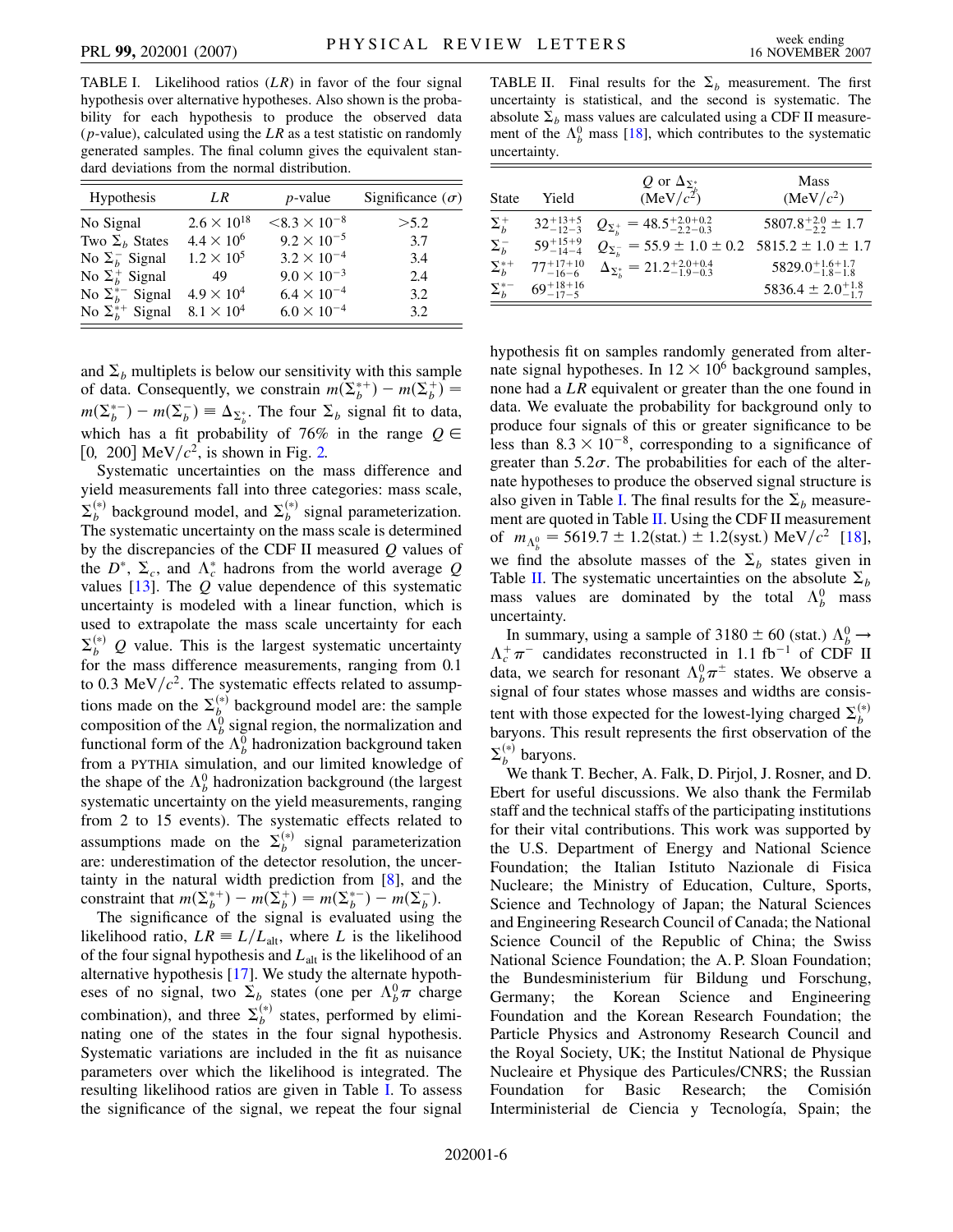TABLE I. Likelihood ratios ($LR$) in favor of the four signal hypothesis over alternative hypotheses. Also shown is the probability for each hypothesis to produce the observed data ($p$-value), calculated using the $LR$ as a test statistic on randomly generated samples. The final column gives the equivalent standard deviations from the normal distribution.

| Hypothesis | $LR$ | $p$-value | Significance ($\sigma$) |
|---|---|---|---|
| No Signal | $2.6 \times 10^{18}$ | $<8.3 \times 10^{-8}$ | $>5.2$ |
| Two $\Sigma_b$ States | $4.4 \times 10^{6}$ | $9.2 \times 10^{-5}$ | 3.7 |
| No $\Sigma_b^-$ Signal | $1.2 \times 10^{5}$ | $3.2 \times 10^{-4}$ | 3.4 |
| No $\Sigma_b^+$ Signal | 49 | $9.0 \times 10^{-3}$ | 2.4 |
| No $\Sigma_b^{*-}$ Signal | $4.9 \times 10^{4}$ | $6.4 \times 10^{-4}$ | 3.2 |
| No $\Sigma_b^{*+}$ Signal | $8.1 \times 10^{4}$ | $6.0 \times 10^{-4}$ | 3.2 |

and $\Sigma_b$ multiplets is below our sensitivity with this sample of data. Consequently, we constrain $m(\Sigma_b^{*+}) - m(\Sigma_b^+) = m(\Sigma_b^{*-}) - m(\Sigma_b^-) \equiv \Delta_{\Sigma_b^*}$. The four $\Sigma_b$ signal fit to data, which has a fit probability of 76% in the range $Q \in [0,\ 200]$ MeV$/c^2$, is shown in Fig. 2.

Systematic uncertainties on the mass difference and yield measurements fall into three categories: mass scale, $\Sigma_b^{(*)}$ background model, and $\Sigma_b^{(*)}$ signal parameterization. The systematic uncertainty on the mass scale is determined by the discrepancies of the CDF II measured $Q$ values of the $D^*$, $\Sigma_c$, and $\Lambda_c^*$ hadrons from the world average $Q$ values [13]. The $Q$ value dependence of this systematic uncertainty is modeled with a linear function, which is used to extrapolate the mass scale uncertainty for each $\Sigma_b^{(*)}$ $Q$ value. This is the largest systematic uncertainty for the mass difference measurements, ranging from 0.1 to 0.3 MeV$/c^2$. The systematic effects related to assumptions made on the $\Sigma_b^{(*)}$ background model are: the sample composition of the $\Lambda_b^0$ signal region, the normalization and functional form of the $\Lambda_b^0$ hadronization background taken from a PYTHIA simulation, and our limited knowledge of the shape of the $\Lambda_b^0$ hadronization background (the largest systematic uncertainty on the yield measurements, ranging from 2 to 15 events). The systematic effects related to assumptions made on the $\Sigma_b^{(*)}$ signal parameterization are: underestimation of the detector resolution, the uncertainty in the natural width prediction from [8], and the constraint that $m(\Sigma_b^{*+}) - m(\Sigma_b^+) = m(\Sigma_b^{*-}) - m(\Sigma_b^-)$.

The significance of the signal is evaluated using the likelihood ratio, $LR \equiv L/L_{\text{alt}}$, where $L$ is the likelihood of the four signal hypothesis and $L_{\text{alt}}$ is the likelihood of an alternative hypothesis [17]. We study the alternate hypotheses of no signal, two $\Sigma_b$ states (one per $\Lambda_b^0\pi$ charge combination), and three $\Sigma_b^{(*)}$ states, performed by eliminating one of the states in the four signal hypothesis. Systematic variations are included in the fit as nuisance parameters over which the likelihood is integrated. The resulting likelihood ratios are given in Table I. To assess the significance of the signal, we repeat the four signal hypothesis fit on samples randomly generated from alternate signal hypotheses. In $12 \times 10^6$ background samples, none had a $LR$ equivalent or greater than the one found in data. We evaluate the probability for background only to produce four signals of this or greater significance to be less than $8.3 \times 10^{-8}$, corresponding to a significance of greater than $5.2\sigma$. The probabilities for each of the alternate hypotheses to produce the observed signal structure is also given in Table I. The final results for the $\Sigma_b$ measurement are quoted in Table II. Using the CDF II measurement of $m_{\Lambda_b^0} = 5619.7 \pm 1.2(\text{stat.}) \pm 1.2(\text{syst.})$ MeV$/c^2$ [18], we find the absolute masses of the $\Sigma_b$ states given in Table II. The systematic uncertainties on the absolute $\Sigma_b$ mass values are dominated by the total $\Lambda_b^0$ mass uncertainty.

TABLE II. Final results for the $\Sigma_b$ measurement. The first uncertainty is statistical, and the second is systematic. The absolute $\Sigma_b$ mass values are calculated using a CDF II measurement of the $\Lambda_b^0$ mass [18], which contributes to the systematic uncertainty.

| State | Yield | $Q$ or $\Delta_{\Sigma_b^*}$ (MeV$/c^2$) | Mass (MeV$/c^2$) |
|---|---|---|---|
| $\Sigma_b^+$ | $32^{+13+5}_{-12-3}$ | $Q_{\Sigma_b^+} = 48.5^{+2.0+0.2}_{-2.2-0.3}$ | $5807.8^{+2.0}_{-2.2} \pm 1.7$ |
| $\Sigma_b^-$ | $59^{+15+9}_{-14-4}$ | $Q_{\Sigma_b^-} = 55.9 \pm 1.0 \pm 0.2$ | $5815.2 \pm 1.0 \pm 1.7$ |
| $\Sigma_b^{*+}$ | $77^{+17+10}_{-16-6}$ | $\Delta_{\Sigma_b^*} = 21.2^{+2.0+0.4}_{-1.9-0.3}$ | $5829.0^{+1.6+1.7}_{-1.8-1.8}$ |
| $\Sigma_b^{*-}$ | $69^{+18+16}_{-17-5}$ | | $5836.4 \pm 2.0^{+1.8}_{-1.7}$ |

In summary, using a sample of $3180 \pm 60$ (stat.) $\Lambda_b^0 \to \Lambda_c^+\pi^-$ candidates reconstructed in 1.1 fb$^{-1}$ of CDF II data, we search for resonant $\Lambda_b^0\pi^\pm$ states. We observe a signal of four states whose masses and widths are consistent with those expected for the lowest-lying charged $\Sigma_b^{(*)}$ baryons. This result represents the first observation of the $\Sigma_b^{(*)}$ baryons.

We thank T. Becher, A. Falk, D. Pirjol, J. Rosner, and D. Ebert for useful discussions. We also thank the Fermilab staff and the technical staffs of the participating institutions for their vital contributions. This work was supported by the U.S. Department of Energy and National Science Foundation; the Italian Istituto Nazionale di Fisica Nucleare; the Ministry of Education, Culture, Sports, Science and Technology of Japan; the Natural Sciences and Engineering Research Council of Canada; the National Science Council of the Republic of China; the Swiss National Science Foundation; the A. P. Sloan Foundation; the Bundesministerium für Bildung und Forschung, Germany; the Korean Science and Engineering Foundation and the Korean Research Foundation; the Particle Physics and Astronomy Research Council and the Royal Society, UK; the Institut National de Physique Nucleaire et Physique des Particules/CNRS; the Russian Foundation for Basic Research; the Comisión Interministerial de Ciencia y Tecnología, Spain; the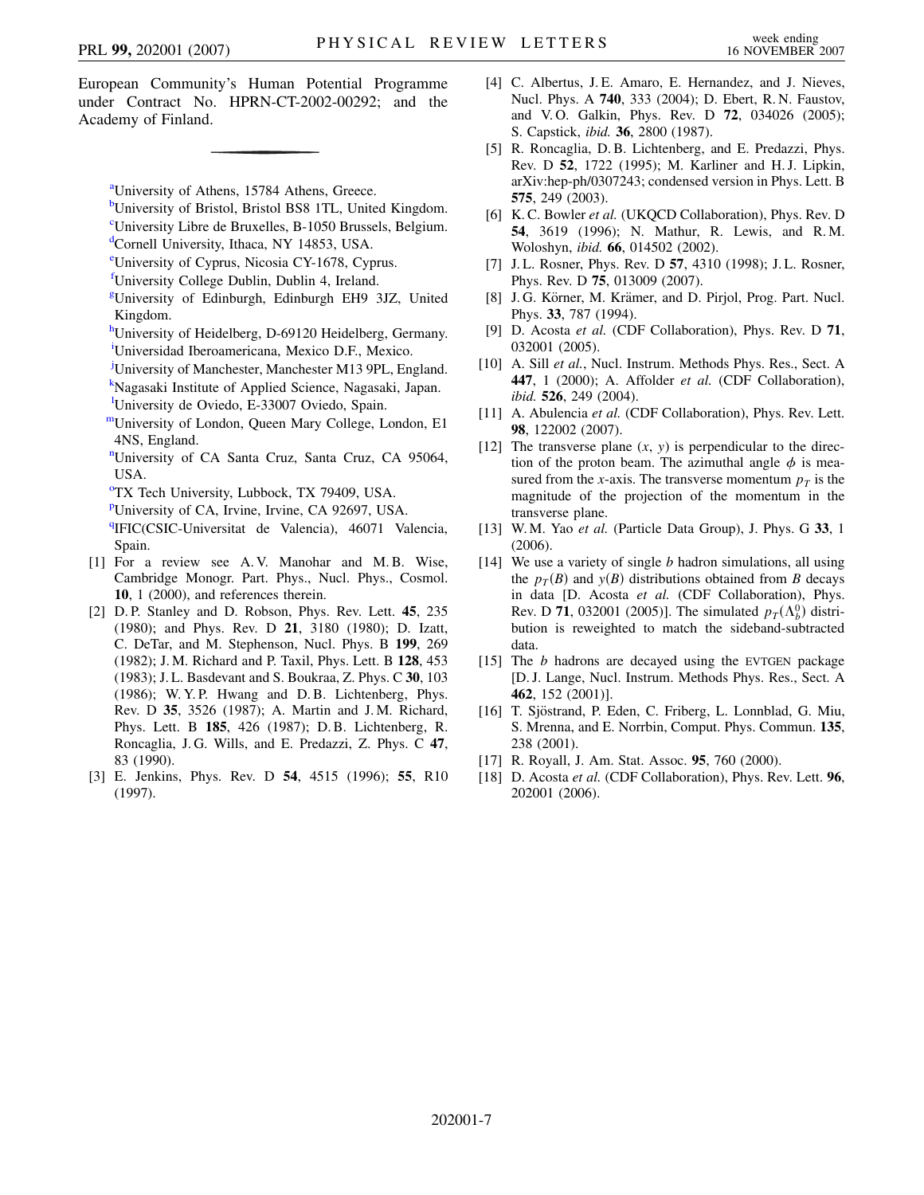European Community's Human Potential Programme under Contract No. HPRN-CT-2002-00292; and the Academy of Finland.

---

[a]University of Athens, 15784 Athens, Greece.
[b]University of Bristol, Bristol BS8 1TL, United Kingdom.
[c]University Libre de Bruxelles, B-1050 Brussels, Belgium.
[d]Cornell University, Ithaca, NY 14853, USA.
[e]University of Cyprus, Nicosia CY-1678, Cyprus.
[f]University College Dublin, Dublin 4, Ireland.
[g]University of Edinburgh, Edinburgh EH9 3JZ, United Kingdom.
[h]University of Heidelberg, D-69120 Heidelberg, Germany.
[i]Universidad Iberoamericana, Mexico D.F., Mexico.
[j]University of Manchester, Manchester M13 9PL, England.
[k]Nagasaki Institute of Applied Science, Nagasaki, Japan.
[l]University de Oviedo, E-33007 Oviedo, Spain.
[m]University of London, Queen Mary College, London, E1 4NS, England.
[n]University of CA Santa Cruz, Santa Cruz, CA 95064, USA.
[o]TX Tech University, Lubbock, TX 79409, USA.
[p]University of CA, Irvine, Irvine, CA 92697, USA.
[q]IFIC(CSIC-Universitat de Valencia), 46071 Valencia, Spain.

[1] For a review see A. V. Manohar and M. B. Wise, Cambridge Monogr. Part. Phys., Nucl. Phys., Cosmol. **10**, 1 (2000), and references therein.

[2] D. P. Stanley and D. Robson, Phys. Rev. Lett. **45**, 235 (1980); and Phys. Rev. D **21**, 3180 (1980); D. Izatt, C. DeTar, and M. Stephenson, Nucl. Phys. B **199**, 269 (1982); J. M. Richard and P. Taxil, Phys. Lett. B **128**, 453 (1983); J. L. Basdevant and S. Boukraa, Z. Phys. C **30**, 103 (1986); W. Y. P. Hwang and D. B. Lichtenberg, Phys. Rev. D **35**, 3526 (1987); A. Martin and J. M. Richard, Phys. Lett. B **185**, 426 (1987); D. B. Lichtenberg, R. Roncaglia, J. G. Wills, and E. Predazzi, Z. Phys. C **47**, 83 (1990).

[3] E. Jenkins, Phys. Rev. D **54**, 4515 (1996); **55**, R10 (1997).

[4] C. Albertus, J. E. Amaro, E. Hernandez, and J. Nieves, Nucl. Phys. A **740**, 333 (2004); D. Ebert, R. N. Faustov, and V. O. Galkin, Phys. Rev. D **72**, 034026 (2005); S. Capstick, *ibid.* **36**, 2800 (1987).

[5] R. Roncaglia, D. B. Lichtenberg, and E. Predazzi, Phys. Rev. D **52**, 1722 (1995); M. Karliner and H. J. Lipkin, arXiv:hep-ph/0307243; condensed version in Phys. Lett. B **575**, 249 (2003).

[6] K. C. Bowler *et al.* (UKQCD Collaboration), Phys. Rev. D **54**, 3619 (1996); N. Mathur, R. Lewis, and R. M. Woloshyn, *ibid.* **66**, 014502 (2002).

[7] J. L. Rosner, Phys. Rev. D **57**, 4310 (1998); J. L. Rosner, Phys. Rev. D **75**, 013009 (2007).

[8] J. G. Körner, M. Krämer, and D. Pirjol, Prog. Part. Nucl. Phys. **33**, 787 (1994).

[9] D. Acosta *et al.* (CDF Collaboration), Phys. Rev. D **71**, 032001 (2005).

[10] A. Sill *et al.*, Nucl. Instrum. Methods Phys. Res., Sect. A **447**, 1 (2000); A. Affolder *et al.* (CDF Collaboration), *ibid.* **526**, 249 (2004).

[11] A. Abulencia *et al.* (CDF Collaboration), Phys. Rev. Lett. **98**, 122002 (2007).

[12] The transverse plane ($x$, $y$) is perpendicular to the direction of the proton beam. The azimuthal angle $\phi$ is measured from the $x$-axis. The transverse momentum $p_T$ is the magnitude of the projection of the momentum in the transverse plane.

[13] W. M. Yao *et al.* (Particle Data Group), J. Phys. G **33**, 1 (2006).

[14] We use a variety of single $b$ hadron simulations, all using the $p_T(B)$ and $y(B)$ distributions obtained from $B$ decays in data [D. Acosta *et al.* (CDF Collaboration), Phys. Rev. D **71**, 032001 (2005)]. The simulated $p_T(\Lambda_b^0)$ distribution is reweighted to match the sideband-subtracted data.

[15] The $b$ hadrons are decayed using the EVTGEN package [D. J. Lange, Nucl. Instrum. Methods Phys. Res., Sect. A **462**, 152 (2001)].

[16] T. Sjöstrand, P. Eden, C. Friberg, L. Lonnblad, G. Miu, S. Mrenna, and E. Norrbin, Comput. Phys. Commun. **135**, 238 (2001).

[17] R. Royall, J. Am. Stat. Assoc. **95**, 760 (2000).

[18] D. Acosta *et al.* (CDF Collaboration), Phys. Rev. Lett. **96**, 202001 (2006).